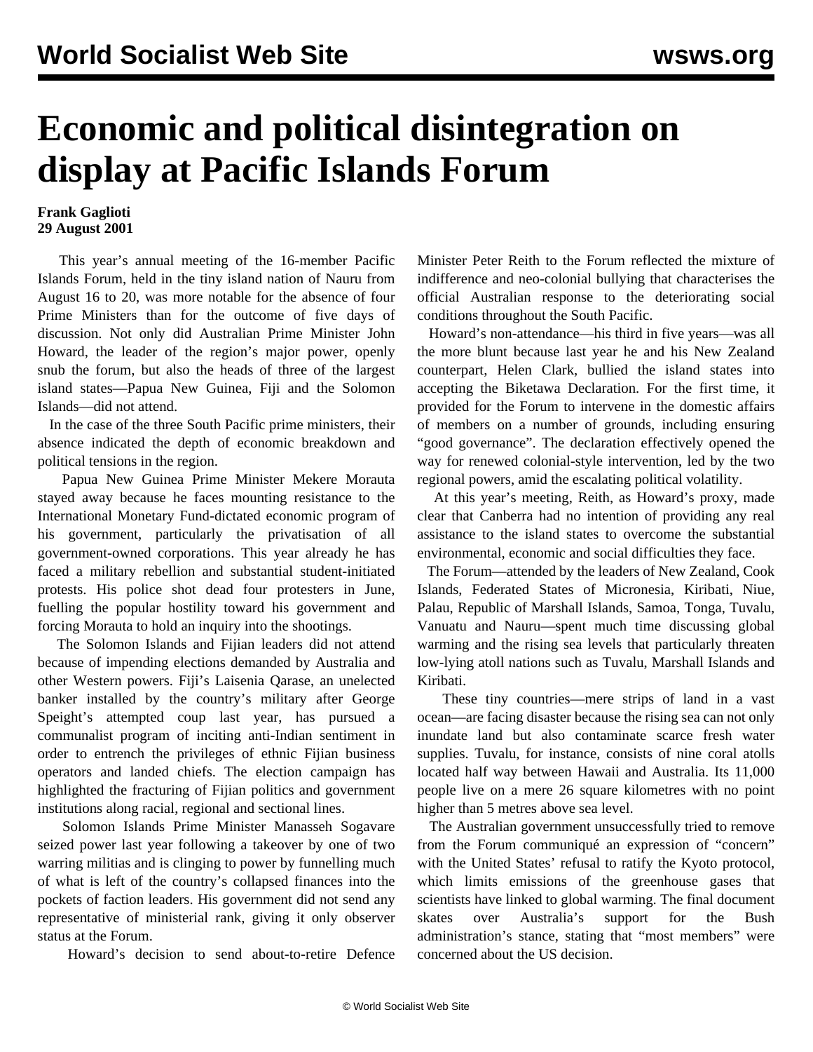# Economic and political disintegration on display at Pacific Islands Forum

**Frank Gaglioti**
**29 August 2001**

This year's annual meeting of the 16-member Pacific Islands Forum, held in the tiny island nation of Nauru from August 16 to 20, was more notable for the absence of four Prime Ministers than for the outcome of five days of discussion. Not only did Australian Prime Minister John Howard, the leader of the region's major power, openly snub the forum, but also the heads of three of the largest island states—Papua New Guinea, Fiji and the Solomon Islands—did not attend.

In the case of the three South Pacific prime ministers, their absence indicated the depth of economic breakdown and political tensions in the region.

Papua New Guinea Prime Minister Mekere Morauta stayed away because he faces mounting resistance to the International Monetary Fund-dictated economic program of his government, particularly the privatisation of all government-owned corporations. This year already he has faced a military rebellion and substantial student-initiated protests. His police shot dead four protesters in June, fuelling the popular hostility toward his government and forcing Morauta to hold an inquiry into the shootings.

The Solomon Islands and Fijian leaders did not attend because of impending elections demanded by Australia and other Western powers. Fiji's Laisenia Qarase, an unelected banker installed by the country's military after George Speight's attempted coup last year, has pursued a communalist program of inciting anti-Indian sentiment in order to entrench the privileges of ethnic Fijian business operators and landed chiefs. The election campaign has highlighted the fracturing of Fijian politics and government institutions along racial, regional and sectional lines.

Solomon Islands Prime Minister Manasseh Sogavare seized power last year following a takeover by one of two warring militias and is clinging to power by funnelling much of what is left of the country's collapsed finances into the pockets of faction leaders. His government did not send any representative of ministerial rank, giving it only observer status at the Forum.

Howard's decision to send about-to-retire Defence Minister Peter Reith to the Forum reflected the mixture of indifference and neo-colonial bullying that characterises the official Australian response to the deteriorating social conditions throughout the South Pacific.

Howard's non-attendance—his third in five years—was all the more blunt because last year he and his New Zealand counterpart, Helen Clark, bullied the island states into accepting the Biketawa Declaration. For the first time, it provided for the Forum to intervene in the domestic affairs of members on a number of grounds, including ensuring "good governance". The declaration effectively opened the way for renewed colonial-style intervention, led by the two regional powers, amid the escalating political volatility.

At this year's meeting, Reith, as Howard's proxy, made clear that Canberra had no intention of providing any real assistance to the island states to overcome the substantial environmental, economic and social difficulties they face.

The Forum—attended by the leaders of New Zealand, Cook Islands, Federated States of Micronesia, Kiribati, Niue, Palau, Republic of Marshall Islands, Samoa, Tonga, Tuvalu, Vanuatu and Nauru—spent much time discussing global warming and the rising sea levels that particularly threaten low-lying atoll nations such as Tuvalu, Marshall Islands and Kiribati.

These tiny countries—mere strips of land in a vast ocean—are facing disaster because the rising sea can not only inundate land but also contaminate scarce fresh water supplies. Tuvalu, for instance, consists of nine coral atolls located half way between Hawaii and Australia. Its 11,000 people live on a mere 26 square kilometres with no point higher than 5 metres above sea level.

The Australian government unsuccessfully tried to remove from the Forum communiqué an expression of "concern" with the United States' refusal to ratify the Kyoto protocol, which limits emissions of the greenhouse gases that scientists have linked to global warming. The final document skates over Australia's support for the Bush administration's stance, stating that "most members" were concerned about the US decision.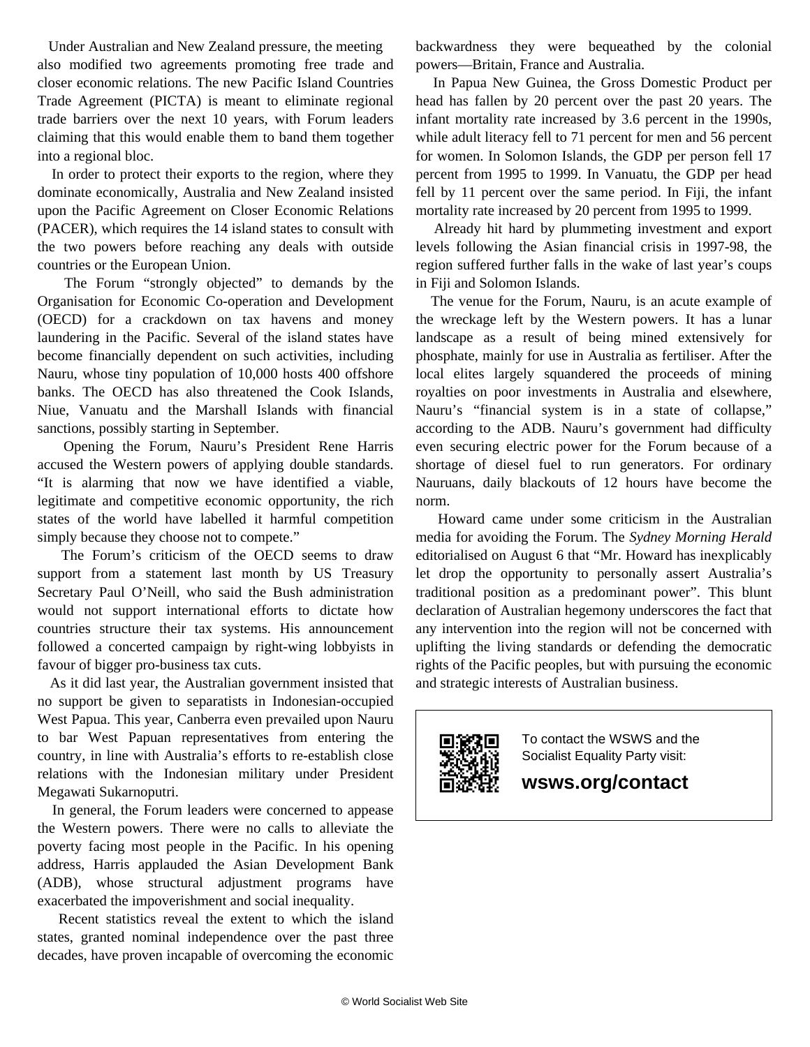Under Australian and New Zealand pressure, the meeting also modified two agreements promoting free trade and closer economic relations. The new Pacific Island Countries Trade Agreement (PICTA) is meant to eliminate regional trade barriers over the next 10 years, with Forum leaders claiming that this would enable them to band them together into a regional bloc.

In order to protect their exports to the region, where they dominate economically, Australia and New Zealand insisted upon the Pacific Agreement on Closer Economic Relations (PACER), which requires the 14 island states to consult with the two powers before reaching any deals with outside countries or the European Union.

The Forum "strongly objected" to demands by the Organisation for Economic Co-operation and Development (OECD) for a crackdown on tax havens and money laundering in the Pacific. Several of the island states have become financially dependent on such activities, including Nauru, whose tiny population of 10,000 hosts 400 offshore banks. The OECD has also threatened the Cook Islands, Niue, Vanuatu and the Marshall Islands with financial sanctions, possibly starting in September.

Opening the Forum, Nauru's President Rene Harris accused the Western powers of applying double standards. "It is alarming that now we have identified a viable, legitimate and competitive economic opportunity, the rich states of the world have labelled it harmful competition simply because they choose not to compete."

The Forum's criticism of the OECD seems to draw support from a statement last month by US Treasury Secretary Paul O'Neill, who said the Bush administration would not support international efforts to dictate how countries structure their tax systems. His announcement followed a concerted campaign by right-wing lobbyists in favour of bigger pro-business tax cuts.

As it did last year, the Australian government insisted that no support be given to separatists in Indonesian-occupied West Papua. This year, Canberra even prevailed upon Nauru to bar West Papuan representatives from entering the country, in line with Australia's efforts to re-establish close relations with the Indonesian military under President Megawati Sukarnoputri.

In general, the Forum leaders were concerned to appease the Western powers. There were no calls to alleviate the poverty facing most people in the Pacific. In his opening address, Harris applauded the Asian Development Bank (ADB), whose structural adjustment programs have exacerbated the impoverishment and social inequality.

Recent statistics reveal the extent to which the island states, granted nominal independence over the past three decades, have proven incapable of overcoming the economic backwardness they were bequeathed by the colonial powers—Britain, France and Australia.

In Papua New Guinea, the Gross Domestic Product per head has fallen by 20 percent over the past 20 years. The infant mortality rate increased by 3.6 percent in the 1990s, while adult literacy fell to 71 percent for men and 56 percent for women. In Solomon Islands, the GDP per person fell 17 percent from 1995 to 1999. In Vanuatu, the GDP per head fell by 11 percent over the same period. In Fiji, the infant mortality rate increased by 20 percent from 1995 to 1999.

Already hit hard by plummeting investment and export levels following the Asian financial crisis in 1997-98, the region suffered further falls in the wake of last year's coups in Fiji and Solomon Islands.

The venue for the Forum, Nauru, is an acute example of the wreckage left by the Western powers. It has a lunar landscape as a result of being mined extensively for phosphate, mainly for use in Australia as fertiliser. After the local elites largely squandered the proceeds of mining royalties on poor investments in Australia and elsewhere, Nauru's "financial system is in a state of collapse," according to the ADB. Nauru's government had difficulty even securing electric power for the Forum because of a shortage of diesel fuel to run generators. For ordinary Nauruans, daily blackouts of 12 hours have become the norm.

Howard came under some criticism in the Australian media for avoiding the Forum. The *Sydney Morning Herald* editorialised on August 6 that "Mr. Howard has inexplicably let drop the opportunity to personally assert Australia's traditional position as a predominant power". This blunt declaration of Australian hegemony underscores the fact that any intervention into the region will not be concerned with uplifting the living standards or defending the democratic rights of the Pacific peoples, but with pursuing the economic and strategic interests of Australian business.

To contact the WSWS and the Socialist Equality Party visit:

**wsws.org/contact**